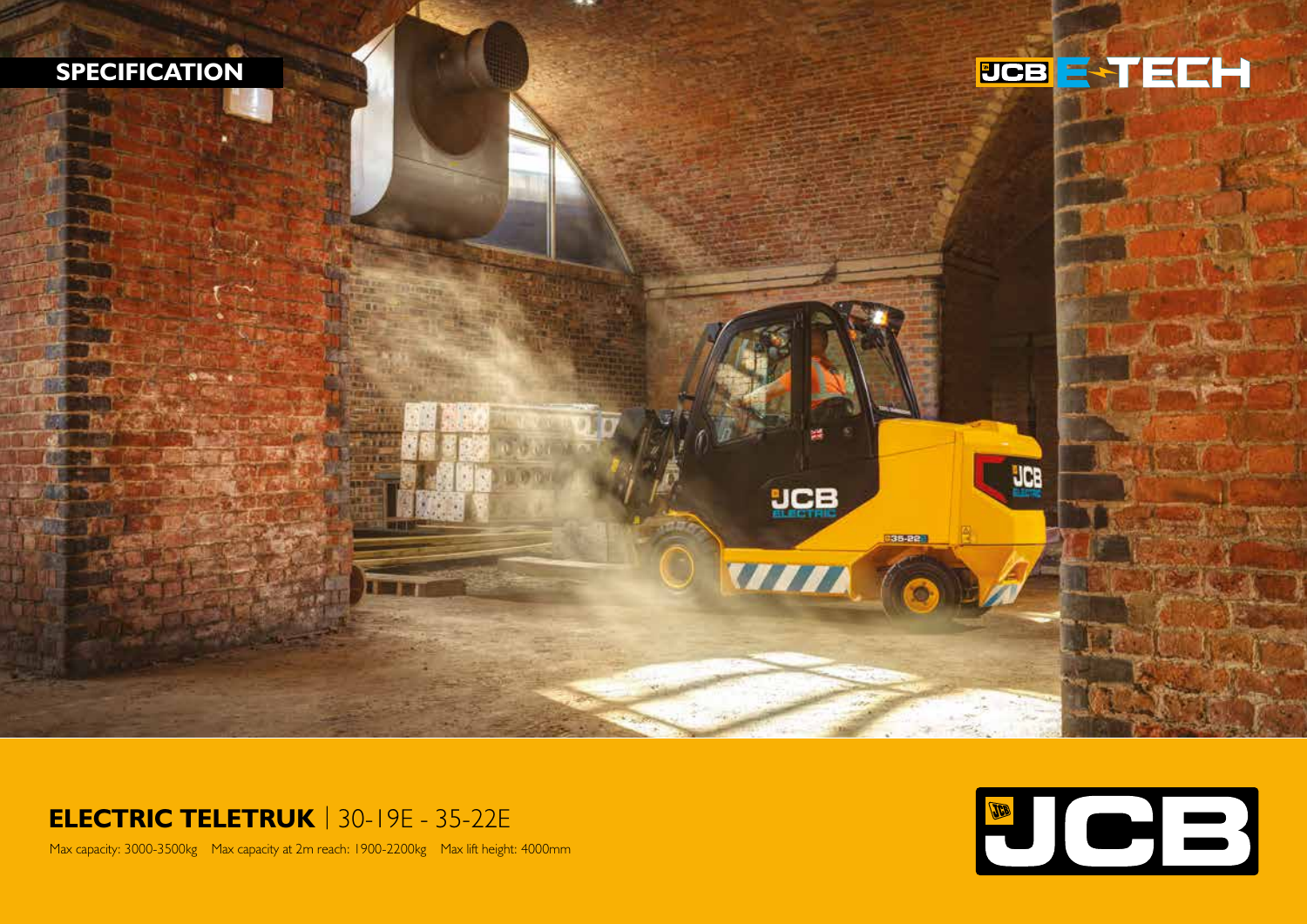SPECIFICATION

JCB E-TECH

# ELECTRIC TELETRUK | 30-19E - 35-22E

Max capacity: 3000-3500kg Max capacity at 2m reach: 1900-2200kg Max lift height: 4000mm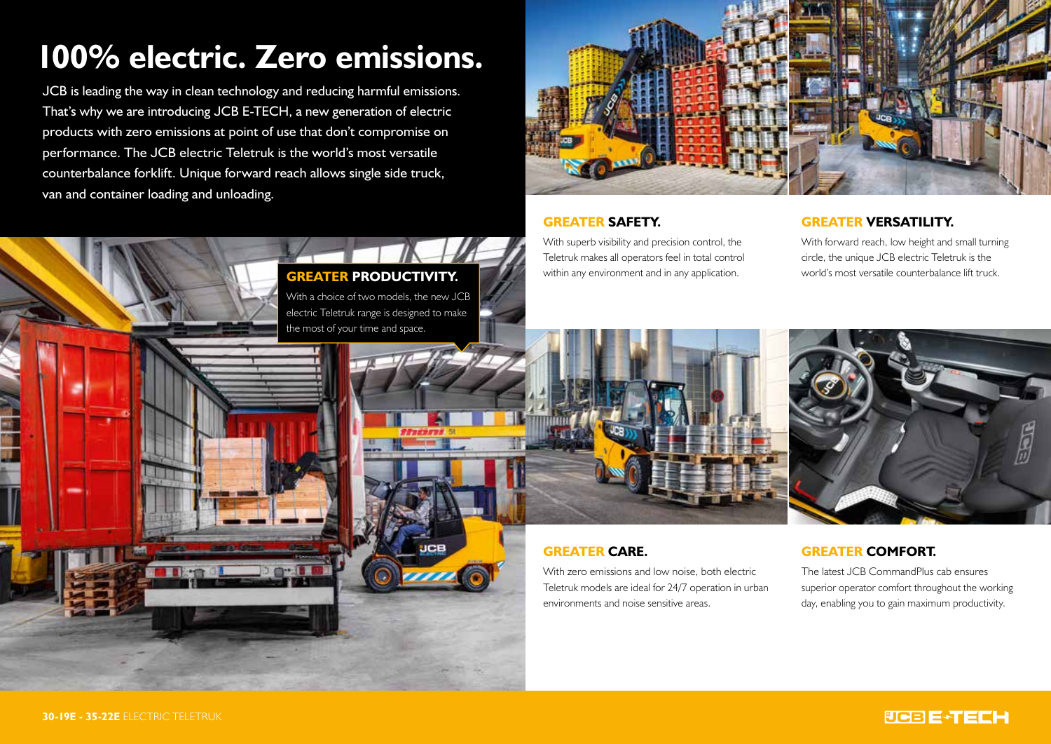# 100% electric. Zero emissions.

JCB is leading the way in clean technology and reducing harmful emissions. That's why we are introducing JCB E-TECH, a new generation of electric products with zero emissions at point of use that don't compromise on performance. The JCB electric Teletruk is the world's most versatile counterbalance forklift. Unique forward reach allows single side truck, van and container loading and unloading.

### GREATER PRODUCTIVITY.

With a choice of two models, the new JCB electric Teletruk range is designed to make the most of your time and space.

### GREATER SAFETY.

With superb visibility and precision control, the Teletruk makes all operators feel in total control within any environment and in any application.

### GREATER VERSATILITY.

With forward reach, low height and small turning circle, the unique JCB electric Teletruk is the world's most versatile counterbalance lift truck.

### GREATER CARE.

With zero emissions and low noise, both electric Teletruk models are ideal for 24/7 operation in urban environments and noise sensitive areas.

### GREATER COMFORT.

The latest JCB CommandPlus cab ensures superior operator comfort throughout the working day, enabling you to gain maximum productivity.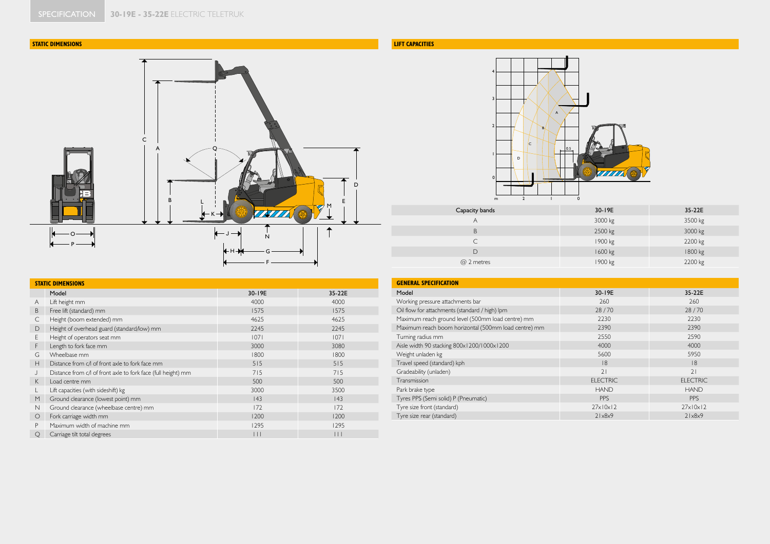SPECIFICATION **30-19E - 35-22E** ELECTRIC TELETRUK

## STATIC DIMENSIONS

## LIFT CAPACITIES

| Capacity bands | 30-19E | 35-22E |
|---|---|---|
| A | 3000 kg | 3500 kg |
| B | 2500 kg | 3000 kg |
| C | 1900 kg | 2200 kg |
| D | 1600 kg | 1800 kg |
| @ 2 metres | 1900 kg | 2200 kg |

## STATIC DIMENSIONS

| | Model | 30-19E | 35-22E |
|---|---|---|---|
| A | Lift height mm | 4000 | 4000 |
| B | Free lift (standard) mm | 1575 | 1575 |
| C | Height (boom extended) mm | 4625 | 4625 |
| D | Height of overhead guard (standard/low) mm | 2245 | 2245 |
| E | Height of operators seat mm | 1071 | 1071 |
| F | Length to fork face mm | 3000 | 3080 |
| G | Wheelbase mm | 1800 | 1800 |
| H | Distance from c/l of front axle to fork face mm | 515 | 515 |
| J | Distance from c/l of front axle to fork face (full height) mm | 715 | 715 |
| K | Load centre mm | 500 | 500 |
| L | Lift capacities (with sideshift) kg | 3000 | 3500 |
| M | Ground clearance (lowest point) mm | 143 | 143 |
| N | Ground clearance (wheelbase centre) mm | 172 | 172 |
| O | Fork carriage width mm | 1200 | 1200 |
| P | Maximum width of machine mm | 1295 | 1295 |
| Q | Carriage tilt total degrees | 111 | 111 |

## GENERAL SPECIFICATION

| Model | 30-19E | 35-22E |
|---|---|---|
| Working pressure attachments bar | 260 | 260 |
| Oil flow for attachments (standard / high) lpm | 28 / 70 | 28 / 70 |
| Maximum reach ground level (500mm load centre) mm | 2230 | 2230 |
| Maximum reach boom horizontal (500mm load centre) mm | 2390 | 2390 |
| Turning radius mm | 2550 | 2590 |
| Aisle width 90 stacking 800x1200/1000x1200 | 4000 | 4000 |
| Weight unladen kg | 5600 | 5950 |
| Travel speed (standard) kph | 18 | 18 |
| Gradeability (unladen) | 21 | 21 |
| Transmission | ELECTRIC | ELECTRIC |
| Park brake type | HAND | HAND |
| Tyres PPS (Semi solid) P (Pneumatic) | PPS | PPS |
| Tyre size front (standard) | 27x10x12 | 27x10x12 |
| Tyre size rear (standard) | 21x8x9 | 21x8x9 |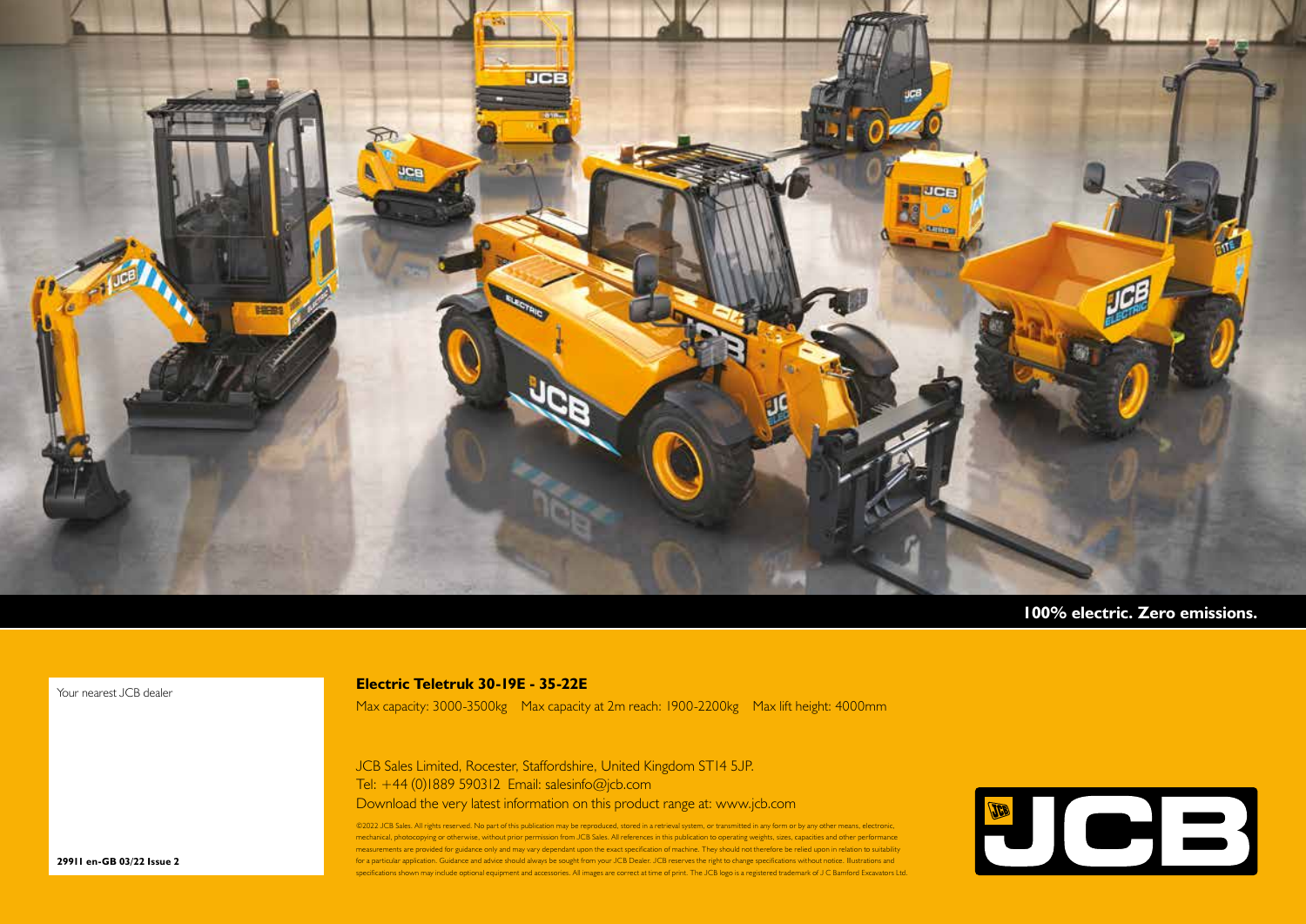**100% electric. Zero emissions.**

Your nearest JCB dealer

**Electric Teletruk 30-19E - 35-22E**

Max capacity: 3000-3500kg  Max capacity at 2m reach: 1900-2200kg  Max lift height: 4000mm

JCB Sales Limited, Rocester, Staffordshire, United Kingdom ST14 5JP.
Tel: +44 (0)1889 590312 Email: salesinfo@jcb.com
Download the very latest information on this product range at: www.jcb.com

©2022 JCB Sales. All rights reserved. No part of this publication may be reproduced, stored in a retrieval system, or transmitted in any form or by any other means, electronic, mechanical, photocopying or otherwise, without prior permission from JCB Sales. All references in this publication to operating weights, sizes, capacities and other performance measurements are provided for guidance only and may vary dependant upon the exact specification of machine. They should not therefore be relied upon in relation to suitability for a particular application. Guidance and advice should always be sought from your JCB Dealer. JCB reserves the right to change specifications without notice. Illustrations and specifications shown may include optional equipment and accessories. All images are correct at time of print. The JCB logo is a registered trademark of J C Bamford Excavators Ltd.

**29911 en-GB 03/22 Issue 2**